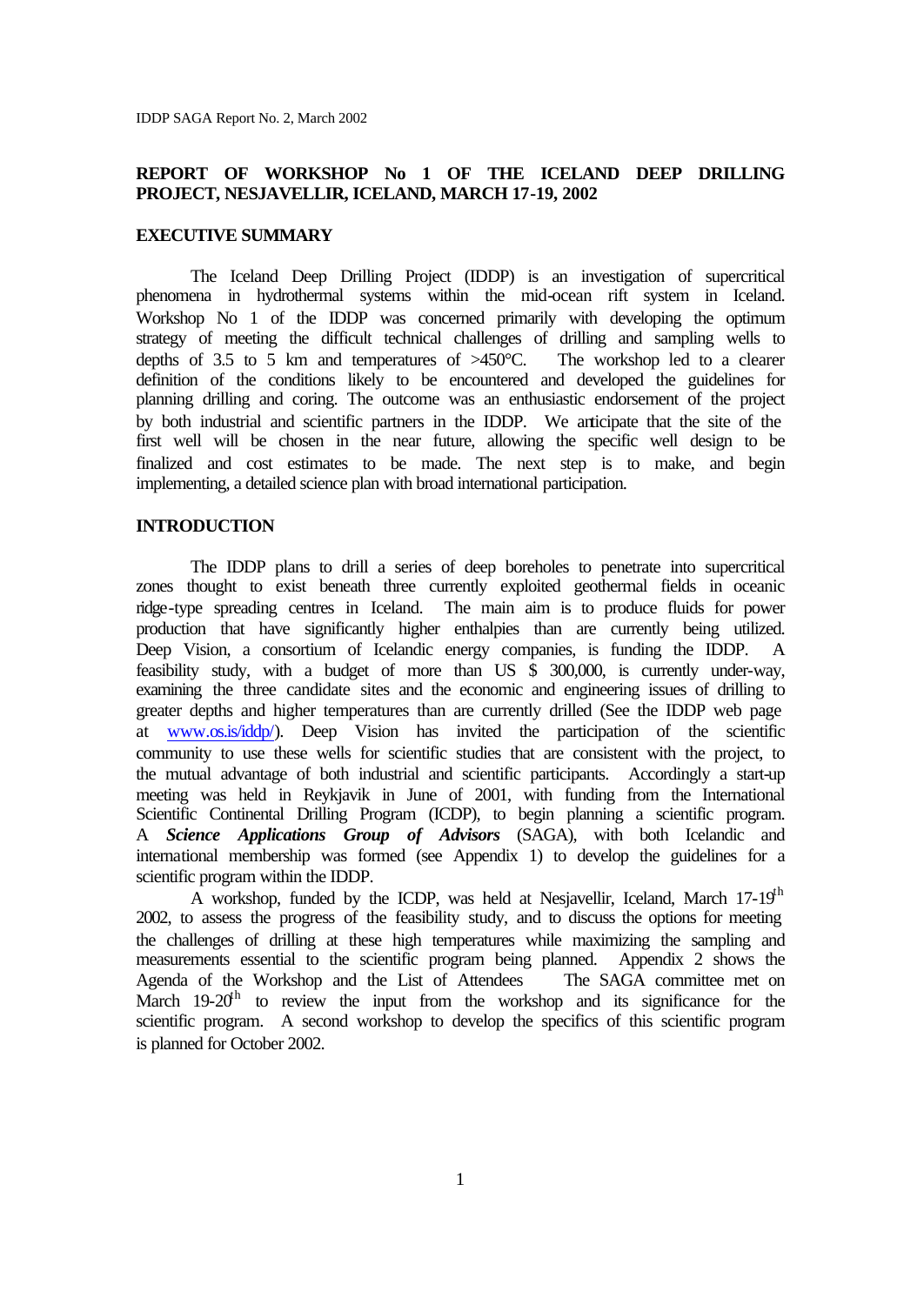# REPORT OF WORKSHOP No 1 OF THE ICELAND DEEP DRILLING PROJECT, NESJAVELLIR, ICELAND, MARCH 17-19, 2002

## EXECUTIVE SUMMARY

The Iceland Deep Drilling Project (IDDP) is an investigation of supercritical phenomena in hydrothermal systems within the mid-ocean rift system in Iceland. Workshop No 1 of the IDDP was concerned primarily with developing the optimum strategy of meeting the difficult technical challenges of drilling and sampling wells to depths of 3.5 to 5 km and temperatures of >450°C. The workshop led to a clearer definition of the conditions likely to be encountered and developed the guidelines for planning drilling and coring. The outcome was an enthusiastic endorsement of the project by both industrial and scientific partners in the IDDP. We anticipate that the site of the first well will be chosen in the near future, allowing the specific well design to be finalized and cost estimates to be made. The next step is to make, and begin implementing, a detailed science plan with broad international participation.

## INTRODUCTION

The IDDP plans to drill a series of deep boreholes to penetrate into supercritical zones thought to exist beneath three currently exploited geothermal fields in oceanic ridge-type spreading centres in Iceland. The main aim is to produce fluids for power production that have significantly higher enthalpies than are currently being utilized. Deep Vision, a consortium of Icelandic energy companies, is funding the IDDP. A feasibility study, with a budget of more than US $ 300,000, is currently under-way, examining the three candidate sites and the economic and engineering issues of drilling to greater depths and higher temperatures than are currently drilled (See the IDDP web page at www.os.is/iddp/). Deep Vision has invited the participation of the scientific community to use these wells for scientific studies that are consistent with the project, to the mutual advantage of both industrial and scientific participants. Accordingly a start-up meeting was held in Reykjavik in June of 2001, with funding from the International Scientific Continental Drilling Program (ICDP), to begin planning a scientific program. A ***Science Applications Group of Advisors*** (SAGA), with both Icelandic and international membership was formed (see Appendix 1) to develop the guidelines for a scientific program within the IDDP.

A workshop, funded by the ICDP, was held at Nesjavellir, Iceland, March 17-19th 2002, to assess the progress of the feasibility study, and to discuss the options for meeting the challenges of drilling at these high temperatures while maximizing the sampling and measurements essential to the scientific program being planned. Appendix 2 shows the Agenda of the Workshop and the List of Attendees The SAGA committee met on March 19-20th to review the input from the workshop and its significance for the scientific program. A second workshop to develop the specifics of this scientific program is planned for October 2002.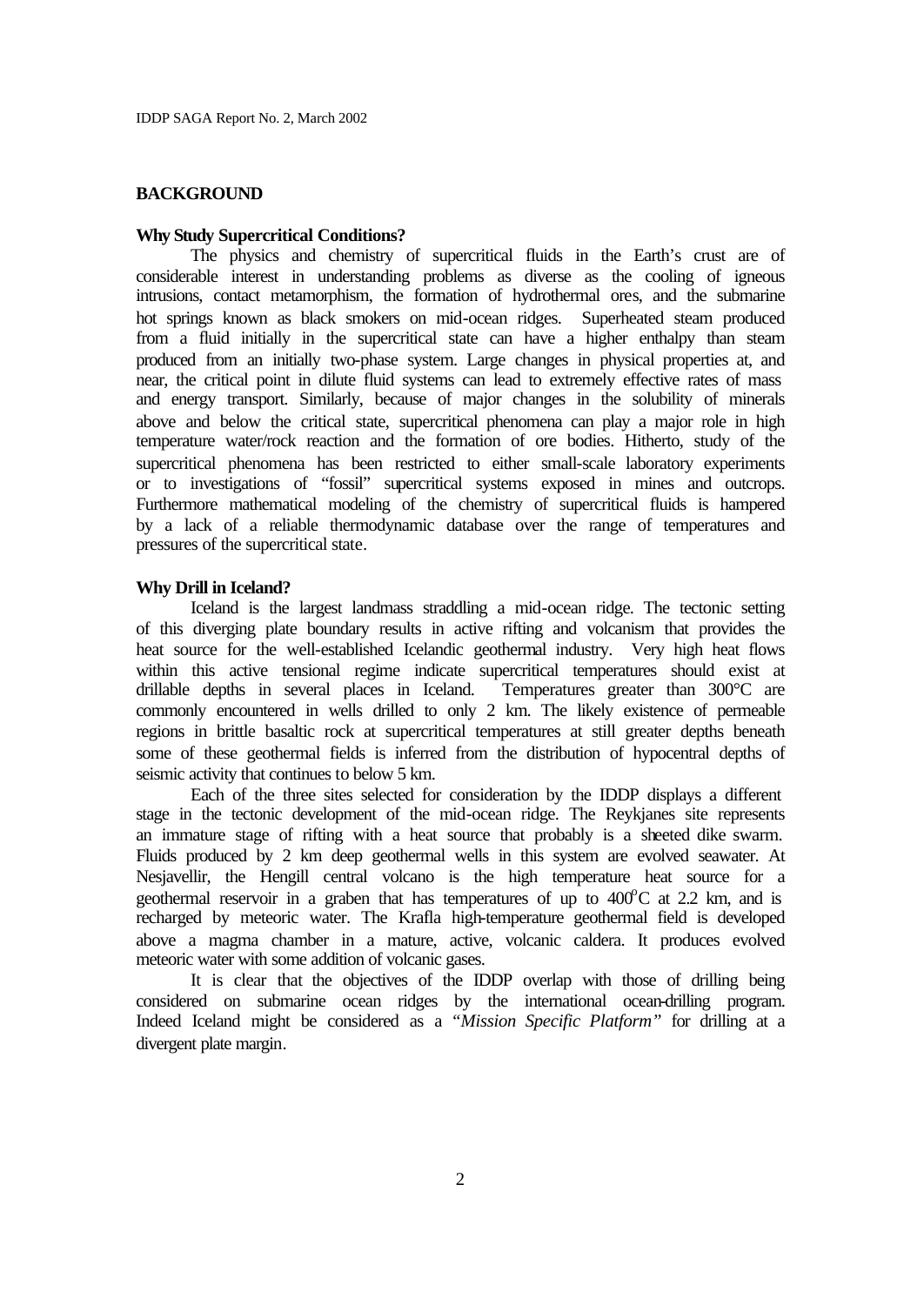## BACKGROUND

### Why Study Supercritical Conditions?

The physics and chemistry of supercritical fluids in the Earth's crust are of considerable interest in understanding problems as diverse as the cooling of igneous intrusions, contact metamorphism, the formation of hydrothermal ores, and the submarine hot springs known as black smokers on mid-ocean ridges. Superheated steam produced from a fluid initially in the supercritical state can have a higher enthalpy than steam produced from an initially two-phase system. Large changes in physical properties at, and near, the critical point in dilute fluid systems can lead to extremely effective rates of mass and energy transport. Similarly, because of major changes in the solubility of minerals above and below the critical state, supercritical phenomena can play a major role in high temperature water/rock reaction and the formation of ore bodies. Hitherto, study of the supercritical phenomena has been restricted to either small-scale laboratory experiments or to investigations of "fossil" supercritical systems exposed in mines and outcrops. Furthermore mathematical modeling of the chemistry of supercritical fluids is hampered by a lack of a reliable thermodynamic database over the range of temperatures and pressures of the supercritical state.

### Why Drill in Iceland?

Iceland is the largest landmass straddling a mid-ocean ridge. The tectonic setting of this diverging plate boundary results in active rifting and volcanism that provides the heat source for the well-established Icelandic geothermal industry. Very high heat flows within this active tensional regime indicate supercritical temperatures should exist at drillable depths in several places in Iceland. Temperatures greater than 300°C are commonly encountered in wells drilled to only 2 km. The likely existence of permeable regions in brittle basaltic rock at supercritical temperatures at still greater depths beneath some of these geothermal fields is inferred from the distribution of hypocentral depths of seismic activity that continues to below 5 km.

Each of the three sites selected for consideration by the IDDP displays a different stage in the tectonic development of the mid-ocean ridge. The Reykjanes site represents an immature stage of rifting with a heat source that probably is a sheeted dike swarm. Fluids produced by 2 km deep geothermal wells in this system are evolved seawater. At Nesjavellir, the Hengill central volcano is the high temperature heat source for a geothermal reservoir in a graben that has temperatures of up to $400^{o}C$ at 2.2 km, and is recharged by meteoric water. The Krafla high-temperature geothermal field is developed above a magma chamber in a mature, active, volcanic caldera. It produces evolved meteoric water with some addition of volcanic gases.

It is clear that the objectives of the IDDP overlap with those of drilling being considered on submarine ocean ridges by the international ocean-drilling program. Indeed Iceland might be considered as a *"Mission Specific Platform"* for drilling at a divergent plate margin.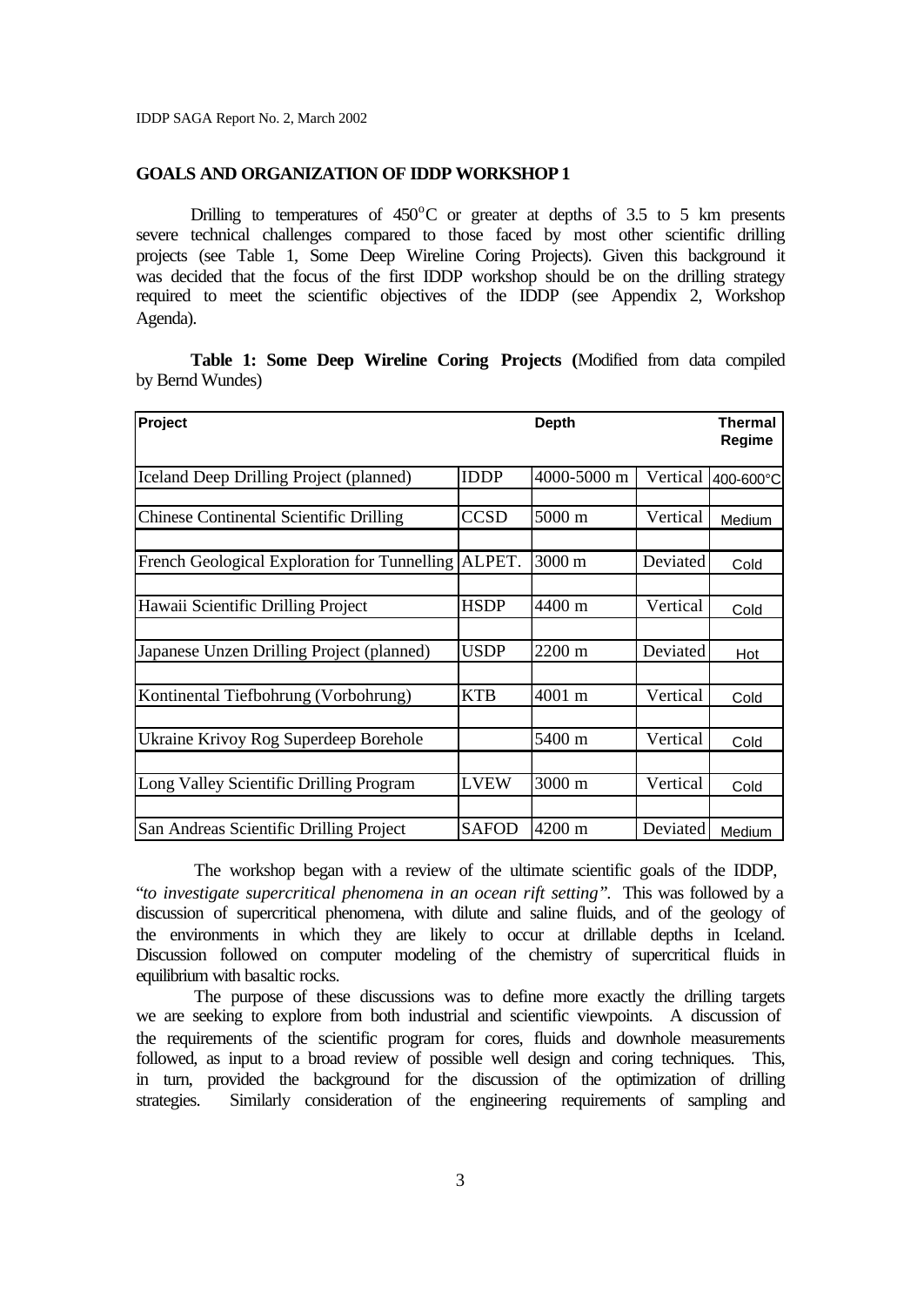## GOALS AND ORGANIZATION OF IDDP WORKSHOP 1

Drilling to temperatures of 450°C or greater at depths of 3.5 to 5 km presents severe technical challenges compared to those faced by most other scientific drilling projects (see Table 1, Some Deep Wireline Coring Projects). Given this background it was decided that the focus of the first IDDP workshop should be on the drilling strategy required to meet the scientific objectives of the IDDP (see Appendix 2, Workshop Agenda).

**Table 1: Some Deep Wireline Coring Projects (**Modified from data compiled by Bernd Wundes)

| Project | | Depth | | Thermal Regime |
|---|---|---|---|---|
| Iceland Deep Drilling Project (planned) | IDDP | 4000-5000 m | Vertical | 400-600°C |
| Chinese Continental Scientific Drilling | CCSD | 5000 m | Vertical | Medium |
| French Geological Exploration for Tunnelling | ALPET. | 3000 m | Deviated | Cold |
| Hawaii Scientific Drilling Project | HSDP | 4400 m | Vertical | Cold |
| Japanese Unzen Drilling Project (planned) | USDP | 2200 m | Deviated | Hot |
| Kontinental Tiefbohrung (Vorbohrung) | KTB | 4001 m | Vertical | Cold |
| Ukraine Krivoy Rog Superdeep Borehole | | 5400 m | Vertical | Cold |
| Long Valley Scientific Drilling Program | LVEW | 3000 m | Vertical | Cold |
| San Andreas Scientific Drilling Project | SAFOD | 4200 m | Deviated | Medium |

The workshop began with a review of the ultimate scientific goals of the IDDP, "*to investigate supercritical phenomena in an ocean rift setting"*. This was followed by a discussion of supercritical phenomena, with dilute and saline fluids, and of the geology of the environments in which they are likely to occur at drillable depths in Iceland. Discussion followed on computer modeling of the chemistry of supercritical fluids in equilibrium with basaltic rocks.

The purpose of these discussions was to define more exactly the drilling targets we are seeking to explore from both industrial and scientific viewpoints. A discussion of the requirements of the scientific program for cores, fluids and downhole measurements followed, as input to a broad review of possible well design and coring techniques. This, in turn, provided the background for the discussion of the optimization of drilling strategies. Similarly consideration of the engineering requirements of sampling and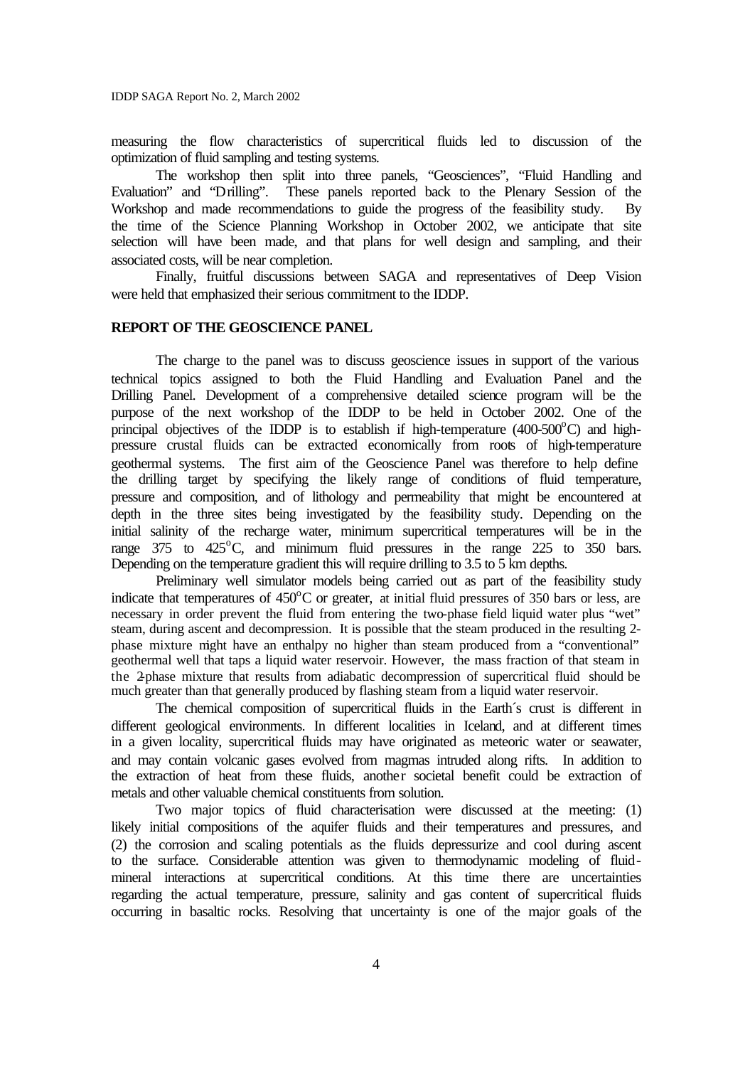measuring the flow characteristics of supercritical fluids led to discussion of the optimization of fluid sampling and testing systems.

The workshop then split into three panels, "Geosciences", "Fluid Handling and Evaluation" and "Drilling". These panels reported back to the Plenary Session of the Workshop and made recommendations to guide the progress of the feasibility study. By the time of the Science Planning Workshop in October 2002, we anticipate that site selection will have been made, and that plans for well design and sampling, and their associated costs, will be near completion.

Finally, fruitful discussions between SAGA and representatives of Deep Vision were held that emphasized their serious commitment to the IDDP.

## REPORT OF THE GEOSCIENCE PANEL

The charge to the panel was to discuss geoscience issues in support of the various technical topics assigned to both the Fluid Handling and Evaluation Panel and the Drilling Panel. Development of a comprehensive detailed science program will be the purpose of the next workshop of the IDDP to be held in October 2002. One of the principal objectives of the IDDP is to establish if high-temperature (400-500$^{o}$C) and high-pressure crustal fluids can be extracted economically from roots of high-temperature geothermal systems. The first aim of the Geoscience Panel was therefore to help define the drilling target by specifying the likely range of conditions of fluid temperature, pressure and composition, and of lithology and permeability that might be encountered at depth in the three sites being investigated by the feasibility study. Depending on the initial salinity of the recharge water, minimum supercritical temperatures will be in the range 375 to 425$^{o}$C, and minimum fluid pressures in the range 225 to 350 bars. Depending on the temperature gradient this will require drilling to 3.5 to 5 km depths.

Preliminary well simulator models being carried out as part of the feasibility study indicate that temperatures of 450$^{o}$C or greater, at initial fluid pressures of 350 bars or less, are necessary in order prevent the fluid from entering the two-phase field liquid water plus "wet" steam, during ascent and decompression. It is possible that the steam produced in the resulting 2-phase mixture might have an enthalpy no higher than steam produced from a "conventional" geothermal well that taps a liquid water reservoir. However, the mass fraction of that steam in the 2-phase mixture that results from adiabatic decompression of supercritical fluid should be much greater than that generally produced by flashing steam from a liquid water reservoir.

The chemical composition of supercritical fluids in the Earth´s crust is different in different geological environments. In different localities in Iceland, and at different times in a given locality, supercritical fluids may have originated as meteoric water or seawater, and may contain volcanic gases evolved from magmas intruded along rifts. In addition to the extraction of heat from these fluids, another societal benefit could be extraction of metals and other valuable chemical constituents from solution.

Two major topics of fluid characterisation were discussed at the meeting: (1) likely initial compositions of the aquifer fluids and their temperatures and pressures, and (2) the corrosion and scaling potentials as the fluids depressurize and cool during ascent to the surface. Considerable attention was given to thermodynamic modeling of fluid-mineral interactions at supercritical conditions. At this time there are uncertainties regarding the actual temperature, pressure, salinity and gas content of supercritical fluids occurring in basaltic rocks. Resolving that uncertainty is one of the major goals of the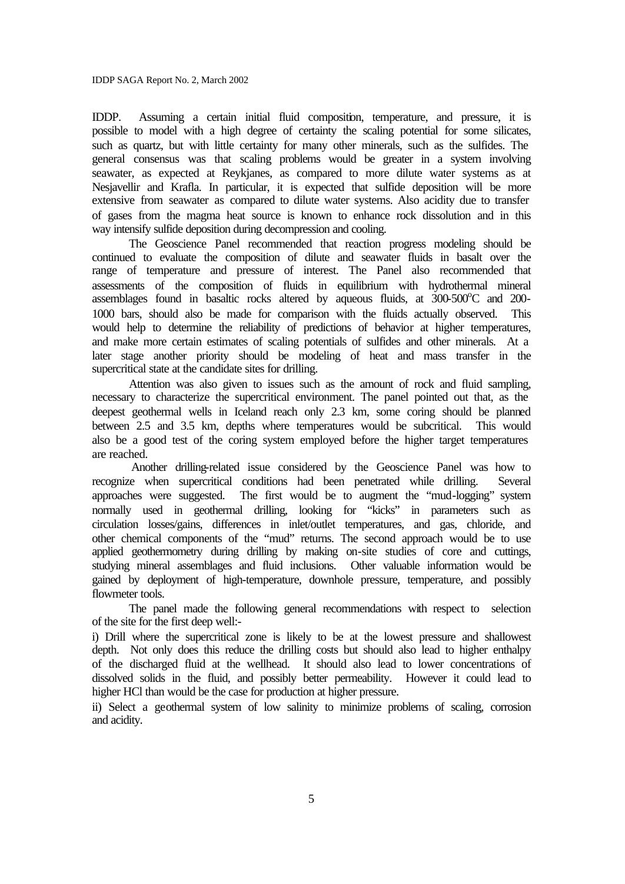IDDP. Assuming a certain initial fluid composition, temperature, and pressure, it is possible to model with a high degree of certainty the scaling potential for some silicates, such as quartz, but with little certainty for many other minerals, such as the sulfides. The general consensus was that scaling problems would be greater in a system involving seawater, as expected at Reykjanes, as compared to more dilute water systems as at Nesjavellir and Krafla. In particular, it is expected that sulfide deposition will be more extensive from seawater as compared to dilute water systems. Also acidity due to transfer of gases from the magma heat source is known to enhance rock dissolution and in this way intensify sulfide deposition during decompression and cooling.

The Geoscience Panel recommended that reaction progress modeling should be continued to evaluate the composition of dilute and seawater fluids in basalt over the range of temperature and pressure of interest. The Panel also recommended that assessments of the composition of fluids in equilibrium with hydrothermal mineral assemblages found in basaltic rocks altered by aqueous fluids, at 300-500°C and 200-1000 bars, should also be made for comparison with the fluids actually observed. This would help to determine the reliability of predictions of behavior at higher temperatures, and make more certain estimates of scaling potentials of sulfides and other minerals. At a later stage another priority should be modeling of heat and mass transfer in the supercritical state at the candidate sites for drilling.

Attention was also given to issues such as the amount of rock and fluid sampling, necessary to characterize the supercritical environment. The panel pointed out that, as the deepest geothermal wells in Iceland reach only 2.3 km, some coring should be planned between 2.5 and 3.5 km, depths where temperatures would be subcritical. This would also be a good test of the coring system employed before the higher target temperatures are reached.

Another drilling-related issue considered by the Geoscience Panel was how to recognize when supercritical conditions had been penetrated while drilling. Several approaches were suggested. The first would be to augment the "mud-logging" system normally used in geothermal drilling, looking for "kicks" in parameters such as circulation losses/gains, differences in inlet/outlet temperatures, and gas, chloride, and other chemical components of the "mud" returns. The second approach would be to use applied geothermometry during drilling by making on-site studies of core and cuttings, studying mineral assemblages and fluid inclusions. Other valuable information would be gained by deployment of high-temperature, downhole pressure, temperature, and possibly flowmeter tools.

The panel made the following general recommendations with respect to selection of the site for the first deep well:-

i) Drill where the supercritical zone is likely to be at the lowest pressure and shallowest depth. Not only does this reduce the drilling costs but should also lead to higher enthalpy of the discharged fluid at the wellhead. It should also lead to lower concentrations of dissolved solids in the fluid, and possibly better permeability. However it could lead to higher HCl than would be the case for production at higher pressure.

ii) Select a geothermal system of low salinity to minimize problems of scaling, corrosion and acidity.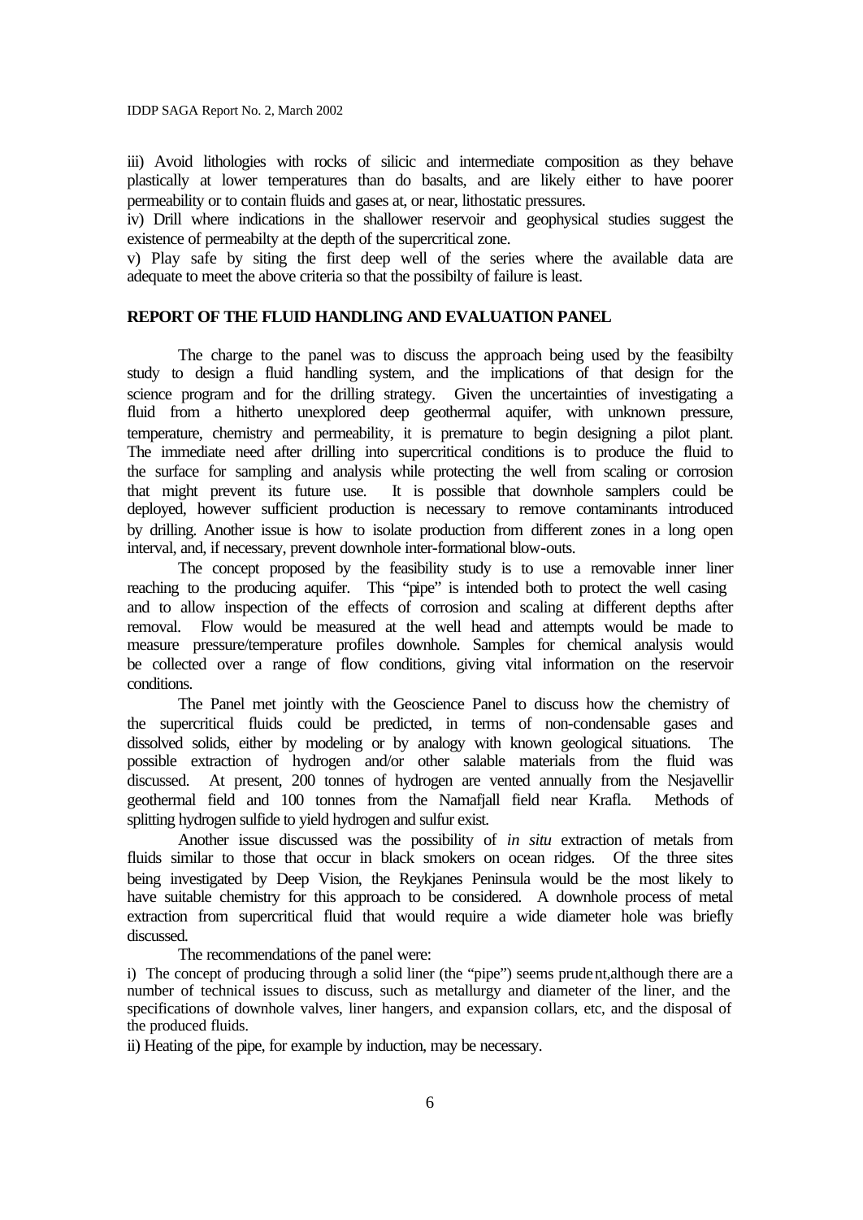iii) Avoid lithologies with rocks of silicic and intermediate composition as they behave plastically at lower temperatures than do basalts, and are likely either to have poorer permeability or to contain fluids and gases at, or near, lithostatic pressures.

iv) Drill where indications in the shallower reservoir and geophysical studies suggest the existence of permeabilty at the depth of the supercritical zone.

v) Play safe by siting the first deep well of the series where the available data are adequate to meet the above criteria so that the possibilty of failure is least.

## REPORT OF THE FLUID HANDLING AND EVALUATION PANEL

The charge to the panel was to discuss the approach being used by the feasibilty study to design a fluid handling system, and the implications of that design for the science program and for the drilling strategy. Given the uncertainties of investigating a fluid from a hitherto unexplored deep geothermal aquifer, with unknown pressure, temperature, chemistry and permeability, it is premature to begin designing a pilot plant. The immediate need after drilling into supercritical conditions is to produce the fluid to the surface for sampling and analysis while protecting the well from scaling or corrosion that might prevent its future use. It is possible that downhole samplers could be deployed, however sufficient production is necessary to remove contaminants introduced by drilling. Another issue is how to isolate production from different zones in a long open interval, and, if necessary, prevent downhole inter-formational blow-outs.

The concept proposed by the feasibility study is to use a removable inner liner reaching to the producing aquifer. This "pipe" is intended both to protect the well casing and to allow inspection of the effects of corrosion and scaling at different depths after removal. Flow would be measured at the well head and attempts would be made to measure pressure/temperature profiles downhole. Samples for chemical analysis would be collected over a range of flow conditions, giving vital information on the reservoir conditions.

The Panel met jointly with the Geoscience Panel to discuss how the chemistry of the supercritical fluids could be predicted, in terms of non-condensable gases and dissolved solids, either by modeling or by analogy with known geological situations. The possible extraction of hydrogen and/or other salable materials from the fluid was discussed. At present, 200 tonnes of hydrogen are vented annually from the Nesjavellir geothermal field and 100 tonnes from the Namafjall field near Krafla. Methods of splitting hydrogen sulfide to yield hydrogen and sulfur exist.

Another issue discussed was the possibility of *in situ* extraction of metals from fluids similar to those that occur in black smokers on ocean ridges. Of the three sites being investigated by Deep Vision, the Reykjanes Peninsula would be the most likely to have suitable chemistry for this approach to be considered. A downhole process of metal extraction from supercritical fluid that would require a wide diameter hole was briefly discussed.

The recommendations of the panel were:

i) The concept of producing through a solid liner (the "pipe") seems prudent,although there are a number of technical issues to discuss, such as metallurgy and diameter of the liner, and the specifications of downhole valves, liner hangers, and expansion collars, etc, and the disposal of the produced fluids.

ii) Heating of the pipe, for example by induction, may be necessary.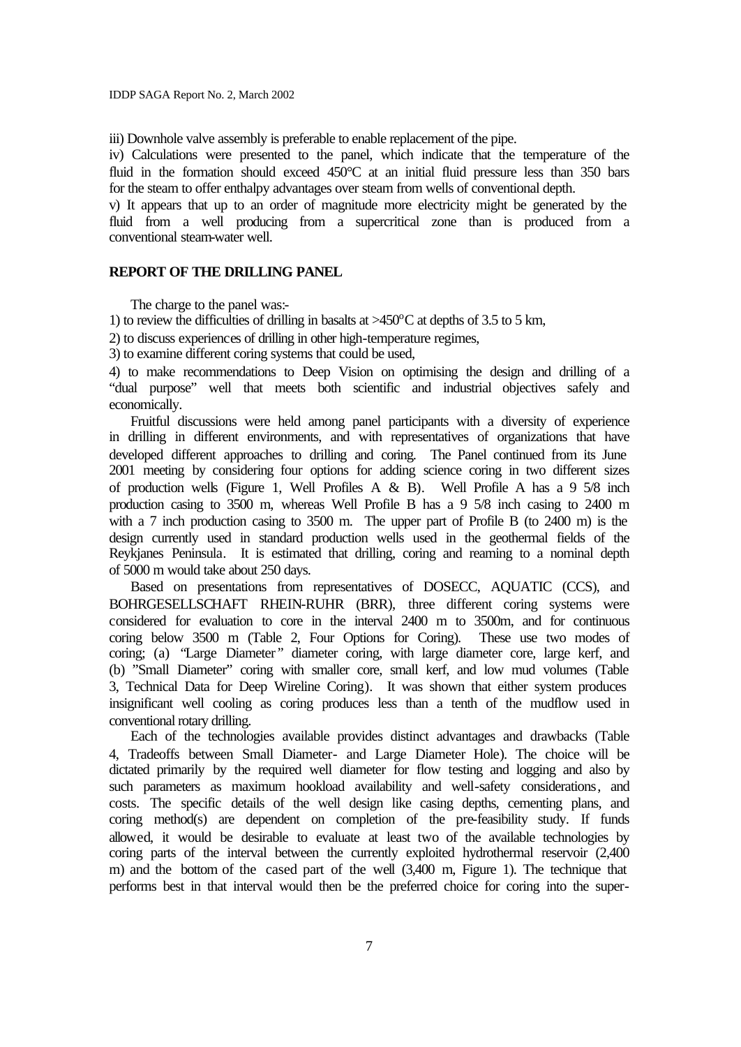iii) Downhole valve assembly is preferable to enable replacement of the pipe.

iv) Calculations were presented to the panel, which indicate that the temperature of the fluid in the formation should exceed 450°C at an initial fluid pressure less than 350 bars for the steam to offer enthalpy advantages over steam from wells of conventional depth.

v) It appears that up to an order of magnitude more electricity might be generated by the fluid from a well producing from a supercritical zone than is produced from a conventional steam-water well.

**REPORT OF THE DRILLING PANEL**

The charge to the panel was:-

1) to review the difficulties of drilling in basalts at >450°C at depths of 3.5 to 5 km,

2) to discuss experiences of drilling in other high-temperature regimes,

3) to examine different coring systems that could be used,

4) to make recommendations to Deep Vision on optimising the design and drilling of a "dual purpose" well that meets both scientific and industrial objectives safely and economically.

Fruitful discussions were held among panel participants with a diversity of experience in drilling in different environments, and with representatives of organizations that have developed different approaches to drilling and coring. The Panel continued from its June 2001 meeting by considering four options for adding science coring in two different sizes of production wells (Figure 1, Well Profiles A & B). Well Profile A has a 9 5/8 inch production casing to 3500 m, whereas Well Profile B has a 9 5/8 inch casing to 2400 m with a 7 inch production casing to 3500 m. The upper part of Profile B (to 2400 m) is the design currently used in standard production wells used in the geothermal fields of the Reykjanes Peninsula. It is estimated that drilling, coring and reaming to a nominal depth of 5000 m would take about 250 days.

Based on presentations from representatives of DOSECC, AQUATIC (CCS), and BOHRGESELLSCHAFT RHEIN-RUHR (BRR), three different coring systems were considered for evaluation to core in the interval 2400 m to 3500m, and for continuous coring below 3500 m (Table 2, Four Options for Coring). These use two modes of coring; (a) "Large Diameter" diameter coring, with large diameter core, large kerf, and (b) "Small Diameter" coring with smaller core, small kerf, and low mud volumes (Table 3, Technical Data for Deep Wireline Coring). It was shown that either system produces insignificant well cooling as coring produces less than a tenth of the mudflow used in conventional rotary drilling.

Each of the technologies available provides distinct advantages and drawbacks (Table 4, Tradeoffs between Small Diameter- and Large Diameter Hole). The choice will be dictated primarily by the required well diameter for flow testing and logging and also by such parameters as maximum hookload availability and well-safety considerations, and costs. The specific details of the well design like casing depths, cementing plans, and coring method(s) are dependent on completion of the pre-feasibility study. If funds allowed, it would be desirable to evaluate at least two of the available technologies by coring parts of the interval between the currently exploited hydrothermal reservoir (2,400 m) and the bottom of the cased part of the well (3,400 m, Figure 1). The technique that performs best in that interval would then be the preferred choice for coring into the super-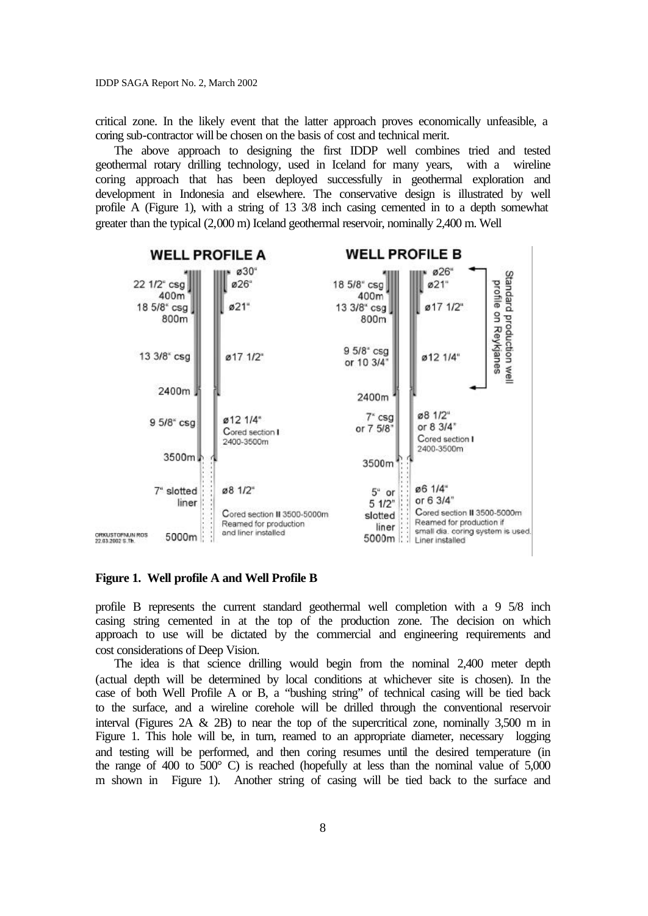critical zone. In the likely event that the latter approach proves economically unfeasible, a coring sub-contractor will be chosen on the basis of cost and technical merit.

The above approach to designing the first IDDP well combines tried and tested geothermal rotary drilling technology, used in Iceland for many years, with a wireline coring approach that has been deployed successfully in geothermal exploration and development in Indonesia and elsewhere. The conservative design is illustrated by well profile A (Figure 1), with a string of 13 3/8 inch casing cemented in to a depth somewhat greater than the typical (2,000 m) Iceland geothermal reservoir, nominally 2,400 m. Well profile B represents the current standard geothermal well completion with a 9 5/8 inch casing string cemented in at the top of the production zone. The decision on which approach to use will be dictated by the commercial and engineering requirements and cost considerations of Deep Vision.

**Figure 1. Well profile A and Well Profile B**

The idea is that science drilling would begin from the nominal 2,400 meter depth (actual depth will be determined by local conditions at whichever site is chosen). In the case of both Well Profile A or B, a "bushing string" of technical casing will be tied back to the surface, and a wireline corehole will be drilled through the conventional reservoir interval (Figures 2A & 2B) to near the top of the supercritical zone, nominally 3,500 m in Figure 1. This hole will be, in turn, reamed to an appropriate diameter, necessary logging and testing will be performed, and then coring resumes until the desired temperature (in the range of 400 to 500° C) is reached (hopefully at less than the nominal value of 5,000 m shown in Figure 1). Another string of casing will be tied back to the surface and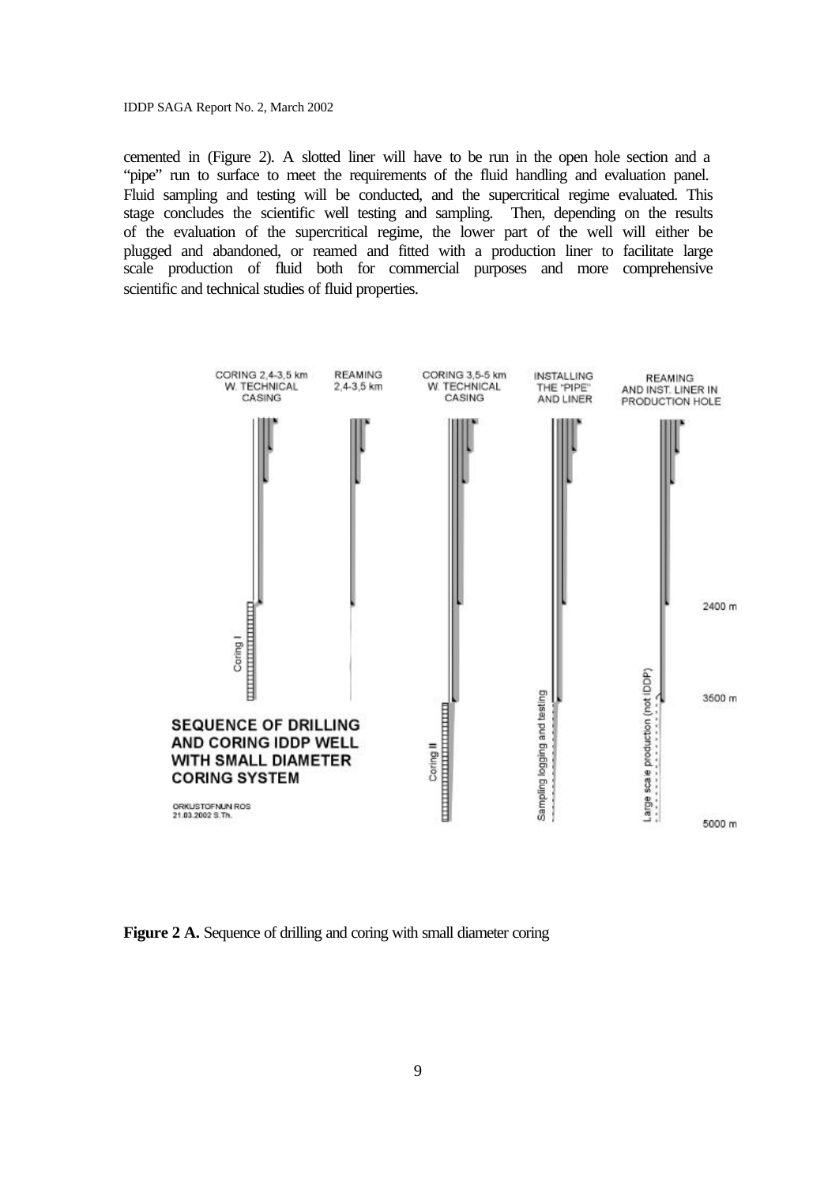cemented in (Figure 2). A slotted liner will have to be run in the open hole section and a "pipe" run to surface to meet the requirements of the fluid handling and evaluation panel. Fluid sampling and testing will be conducted, and the supercritical regime evaluated. This stage concludes the scientific well testing and sampling. Then, depending on the results of the evaluation of the supercritical regime, the lower part of the well will either be plugged and abandoned, or reamed and fitted with a production liner to facilitate large scale production of fluid both for commercial purposes and more comprehensive scientific and technical studies of fluid properties.

**Figure 2 A.** Sequence of drilling and coring with small diameter coring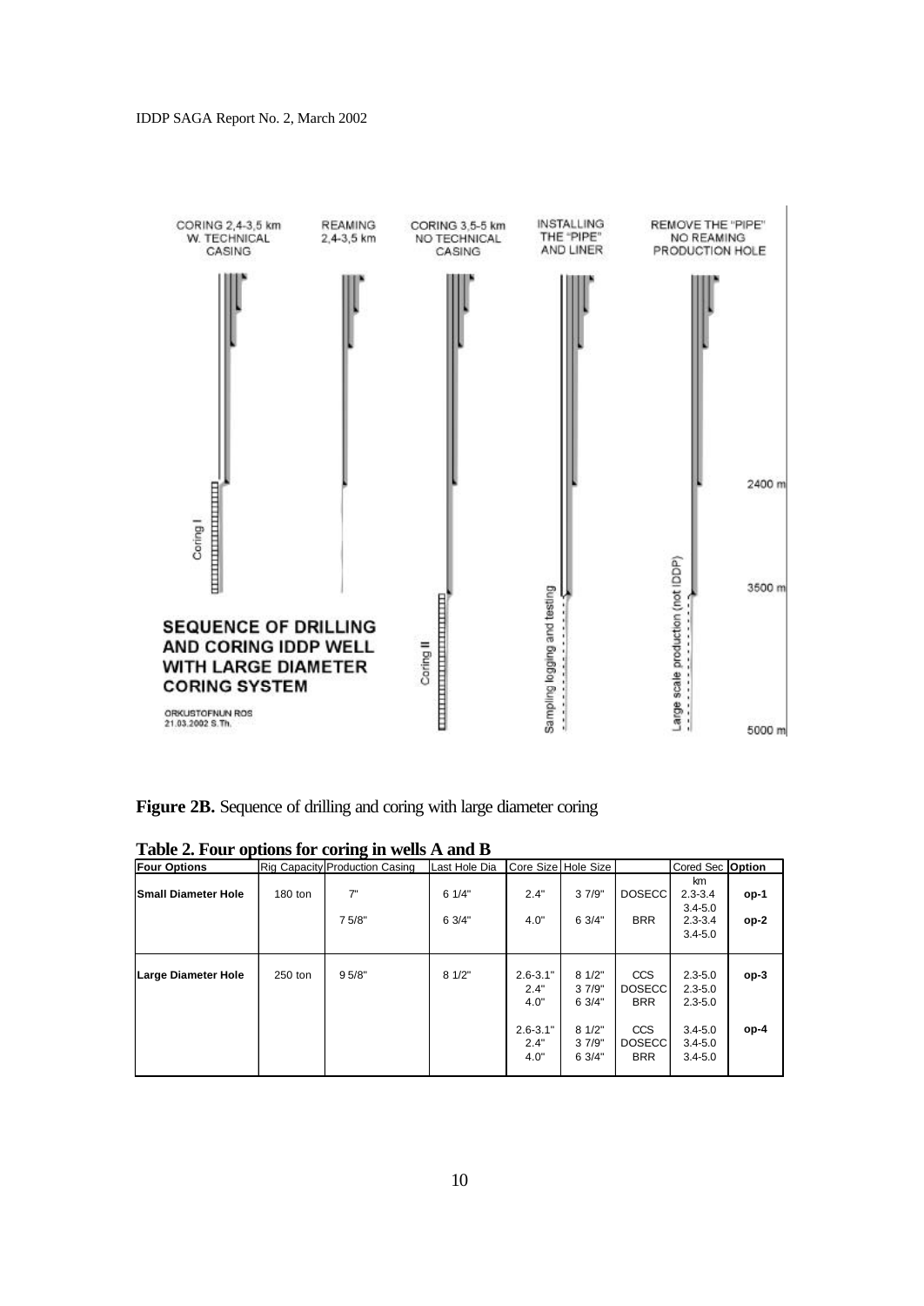**Figure 2B.** Sequence of drilling and coring with large diameter coring

**Table 2. Four options for coring in wells A and B**

| Four Options | Rig Capacity | Production Casing | Last Hole Dia | Core Size | Hole Size | | Cored Sec km | Option |
|---|---|---|---|---|---|---|---|---|
| **Small Diameter Hole** | 180 ton | 7" | 6 1/4" | 2.4" | 3 7/9" | DOSECC | 2.3-3.4<br>3.4-5.0 | **op-1** |
| | | 7 5/8" | 6 3/4" | 4.0" | 6 3/4" | BRR | 2.3-3.4<br>3.4-5.0 | **op-2** |
| **Large Diameter Hole** | 250 ton | 9 5/8" | 8 1/2" | 2.6-3.1" | 8 1/2" | CCS | 2.3-5.0 | **op-3** |
| | | | | 2.4" | 3 7/9" | DOSECC | 2.3-5.0 | |
| | | | | 4.0" | 6 3/4" | BRR | 2.3-5.0 | |
| | | | | 2.6-3.1" | 8 1/2" | CCS | 3.4-5.0 | **op-4** |
| | | | | 2.4" | 3 7/9" | DOSECC | 3.4-5.0 | |
| | | | | 4.0" | 6 3/4" | BRR | 3.4-5.0 | |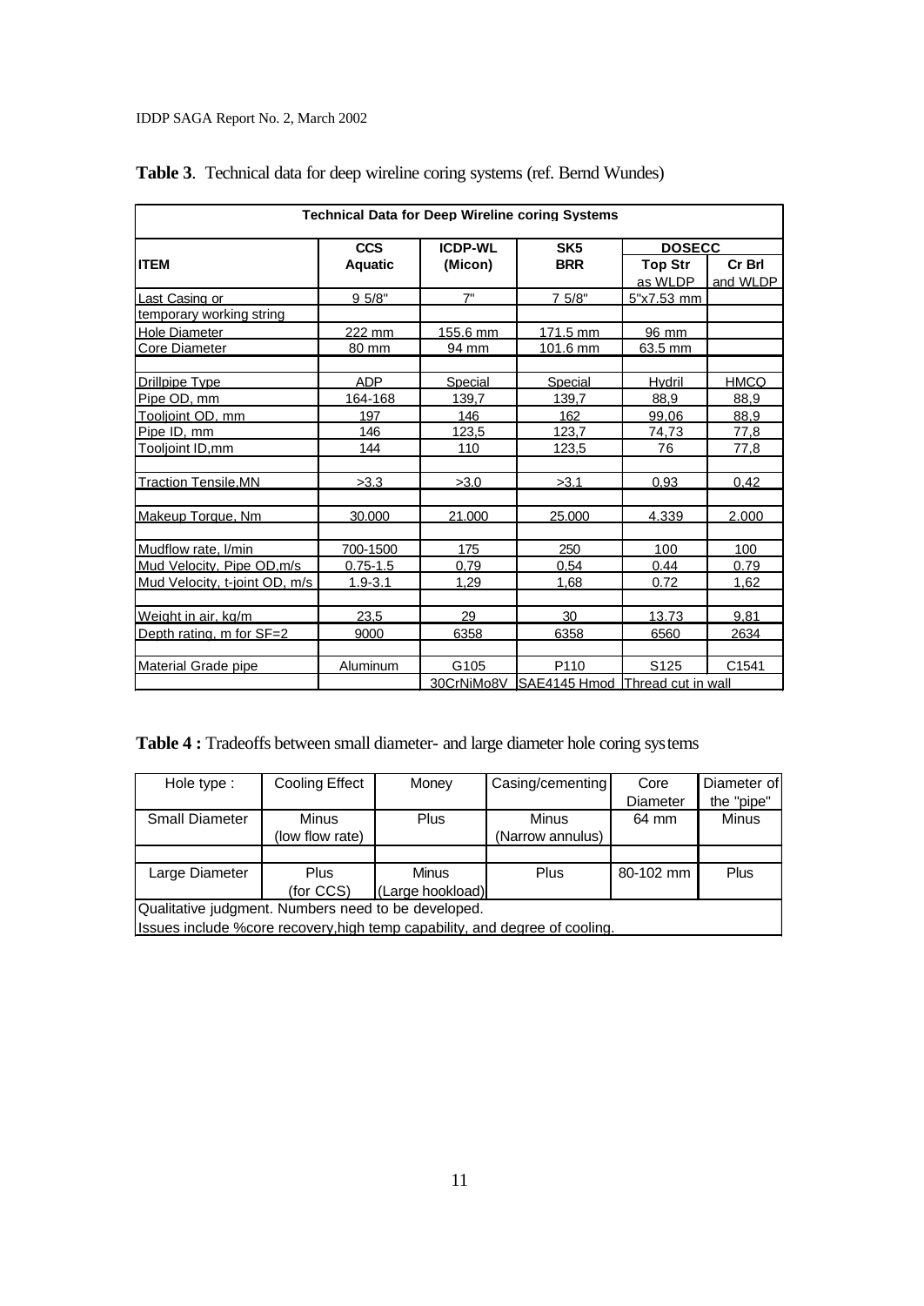**Table 3**. Technical data for deep wireline coring systems (ref. Bernd Wundes)

| Technical Data for Deep Wireline coring Systems | | | | | |
|---|---|---|---|---|---|
| **ITEM** | **CCS Aquatic** | **ICDP-WL (Micon)** | **SK5 BRR** | **DOSECC** | |
| | | | | **Top Str** as WLDP | **Cr Brl** and WLDP |
| Last Casing or | 9 5/8" | 7" | 7 5/8" | 5"x7.53 mm | |
| temporary working string | | | | | |
| Hole Diameter | 222 mm | 155.6 mm | 171.5 mm | 96 mm | |
| Core Diameter | 80 mm | 94 mm | 101.6 mm | 63.5 mm | |
| | | | | | |
| Drillpipe Type | ADP | Special | Special | Hydril | HMCQ |
| Pipe OD, mm | 164-168 | 139,7 | 139,7 | 88,9 | 88,9 |
| Tooljoint OD, mm | 197 | 146 | 162 | 99,06 | 88,9 |
| Pipe ID, mm | 146 | 123,5 | 123,7 | 74,73 | 77,8 |
| Tooljoint ID,mm | 144 | 110 | 123,5 | 76 | 77,8 |
| | | | | | |
| Traction Tensile,MN | >3.3 | >3.0 | >3.1 | 0,93 | 0,42 |
| | | | | | |
| Makeup Torque, Nm | 30.000 | 21.000 | 25.000 | 4.339 | 2.000 |
| | | | | | |
| Mudflow rate, l/min | 700-1500 | 175 | 250 | 100 | 100 |
| Mud Velocity, Pipe OD,m/s | 0.75-1.5 | 0,79 | 0,54 | 0.44 | 0.79 |
| Mud Velocity, t-joint OD, m/s | 1.9-3.1 | 1,29 | 1,68 | 0.72 | 1,62 |
| | | | | | |
| Weight in air, kg/m | 23,5 | 29 | 30 | 13.73 | 9,81 |
| Depth rating, m for SF=2 | 9000 | 6358 | 6358 | 6560 | 2634 |
| | | | | | |
| Material Grade pipe | Aluminum | G105 | P110 | S125 | C1541 |
| | | 30CrNiMo8V | SAE4145 Hmod | Thread cut in wall | |

**Table 4 :** Tradeoffs between small diameter- and large diameter hole coring systems

| Hole type : | Cooling Effect | Money | Casing/cementing | Core Diameter | Diameter of the "pipe" |
|---|---|---|---|---|---|
| Small Diameter | Minus (low flow rate) | Plus | Minus (Narrow annulus) | 64 mm | Minus |
| | | | | | |
| Large Diameter | Plus (for CCS) | Minus (Large hookload) | Plus | 80-102 mm | Plus |
| Qualitative judgment. Numbers need to be developed. | | | | | |
| Issues include %core recovery,high temp capability, and degree of cooling. | | | | | |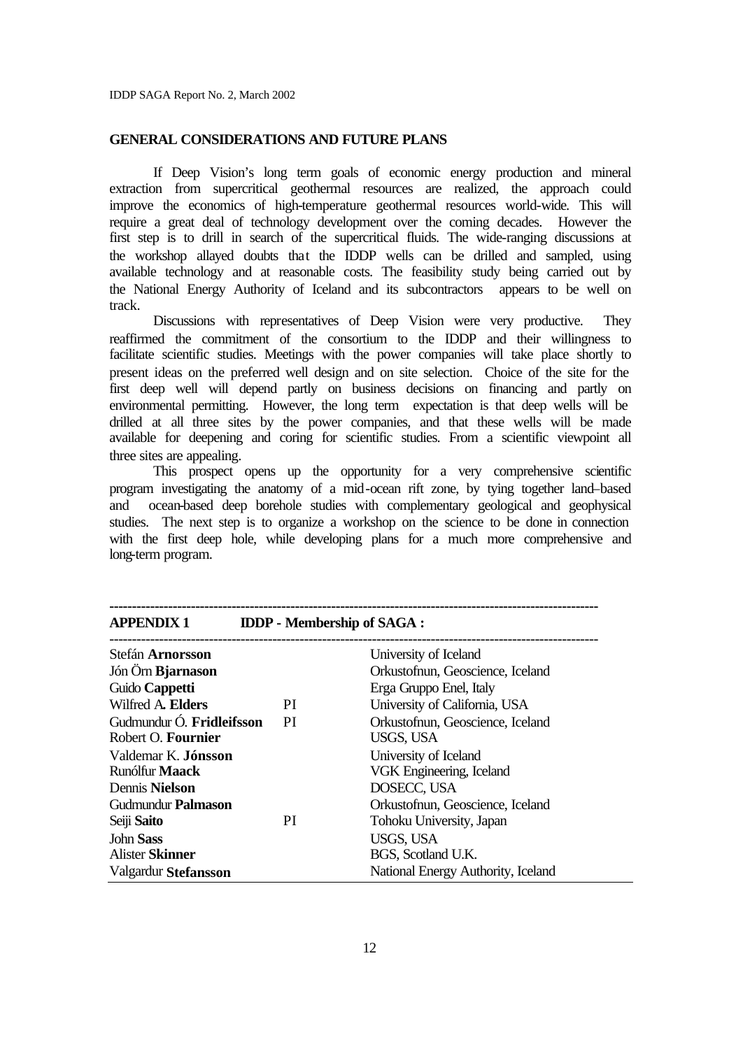## GENERAL CONSIDERATIONS AND FUTURE PLANS

If Deep Vision's long term goals of economic energy production and mineral extraction from supercritical geothermal resources are realized, the approach could improve the economics of high-temperature geothermal resources world-wide. This will require a great deal of technology development over the coming decades. However the first step is to drill in search of the supercritical fluids. The wide-ranging discussions at the workshop allayed doubts that the IDDP wells can be drilled and sampled, using available technology and at reasonable costs. The feasibility study being carried out by the National Energy Authority of Iceland and its subcontractors appears to be well on track.

Discussions with representatives of Deep Vision were very productive. They reaffirmed the commitment of the consortium to the IDDP and their willingness to facilitate scientific studies. Meetings with the power companies will take place shortly to present ideas on the preferred well design and on site selection. Choice of the site for the first deep well will depend partly on business decisions on financing and partly on environmental permitting. However, the long term expectation is that deep wells will be drilled at all three sites by the power companies, and that these wells will be made available for deepening and coring for scientific studies. From a scientific viewpoint all three sites are appealing.

This prospect opens up the opportunity for a very comprehensive scientific program investigating the anatomy of a mid-ocean rift zone, by tying together land–based and ocean-based deep borehole studies with complementary geological and geophysical studies. The next step is to organize a workshop on the science to be done in connection with the first deep hole, while developing plans for a much more comprehensive and long-term program.

---

## APPENDIX 1 IDDP - Membership of SAGA :

| Name | | Affiliation |
|---|---|---|
| Stefán **Arnorsson** | | University of Iceland |
| Jón Örn **Bjarnason** | | Orkustofnun, Geoscience, Iceland |
| Guido **Cappetti** | | Erga Gruppo Enel, Italy |
| Wilfred A**. Elders** | PI | University of California, USA |
| Gudmundur Ó. **Fridleifsson** | PI | Orkustofnun, Geoscience, Iceland |
| Robert O. **Fournier** | | USGS, USA |
| Valdemar K. **Jónsson** | | University of Iceland |
| Runólfur **Maack** | | VGK Engineering, Iceland |
| Dennis **Nielson** | | DOSECC, USA |
| Gudmundur **Palmason** | | Orkustofnun, Geoscience, Iceland |
| Seiji **Saito** | PI | Tohoku University, Japan |
| John **Sass** | | USGS, USA |
| Alister **Skinner** | | BGS, Scotland U.K. |
| Valgardur **Stefansson** | | National Energy Authority, Iceland |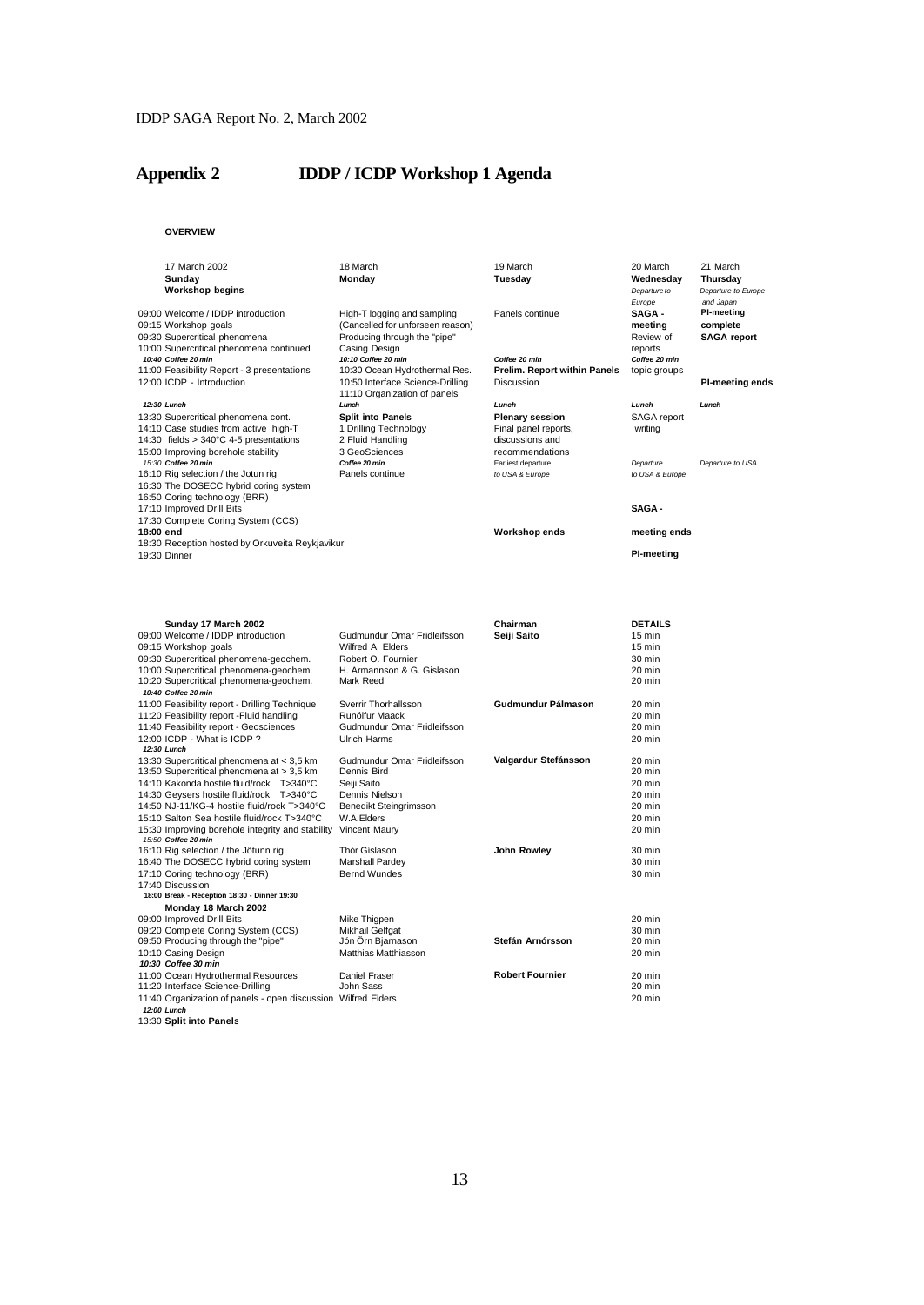# Appendix 2 IDDP / ICDP Workshop 1 Agenda

**OVERVIEW**

| 17 March 2002 **Sunday** **Workshop begins** | 18 March **Monday** | 19 March **Tuesday** | 20 March **Wednesday** *Departure to Europe* | 21 March **Thursday** *Departure to Europe and Japan* |
|---|---|---|---|---|
| 09:00 Welcome / IDDP introduction | High-T logging and sampling | Panels continue | **SAGA - meeting** | **PI-meeting complete** |
| 09:15 Workshop goals | (Cancelled for unforseen reason) | | Review of reports | **SAGA report** |
| 09:30 Supercritical phenomena | Producing through the "pipe" | | topic groups | |
| 10:00 Supercritical phenomena continued | Casing Design | | | |
| *10:40 Coffee 20 min* | *10:10 Coffee 20 min* | *Coffee 20 min* | *Coffee 20 min* | |
| 11:00 Feasibility Report - 3 presentations | 10:30 Ocean Hydrothermal Res. | **Prelim. Report within Panels** | | |
| 12:00 ICDP - Introduction | 10:50 Interface Science-Drilling | Discussion | | **PI-meeting ends** |
| | 11:10 Organization of panels | | | |
| *12:30 Lunch* | *Lunch* | *Lunch* | *Lunch* | *Lunch* |
| 13:30 Supercritical phenomena cont. | **Split into Panels** | **Plenary session** | SAGA report writing | |
| 14:10 Case studies from active high-T | 1 Drilling Technology | Final panel reports, | | |
| 14:30 fields > 340°C 4-5 presentations | 2 Fluid Handling | discussions and | | |
| 15:00 Improving borehole stability | 3 GeoSciences | recommendations | | |
| *15:30 Coffee 20 min* | *Coffee 20 min* | *Earliest departure to USA & Europe* | *Departure to USA & Europe* | *Departure to USA* |
| 16:10 Rig selection / the Jotun rig | Panels continue | | | |
| 16:30 The DOSECC hybrid coring system | | | | |
| 16:50 Coring technology (BRR) | | | | |
| 17:10 Improved Drill Bits | | | **SAGA -** | |
| 17:30 Complete Coring System (CCS) | | | | |
| **18:00 end** | | **Workshop ends** | **meeting ends** | |
| 18:30 Reception hosted by Orkuveita Reykjavikur | | | | |
| 19:30 Dinner | | | **PI-meeting** | |

| **Sunday 17 March 2002** | | **Chairman** | **DETAILS** |
|---|---|---|---|
| 09:00 Welcome / IDDP introduction | Gudmundur Omar Fridleifsson | **Seiji Saito** | 15 min |
| 09:15 Workshop goals | Wilfred A. Elders | | 15 min |
| 09:30 Supercritical phenomena-geochem. | Robert O. Fournier | | 30 min |
| 10:00 Supercritical phenomena-geochem. | H. Armannson & G. Gislason | | 20 min |
| 10:20 Supercritical phenomena-geochem. | Mark Reed | | 20 min |
| *10:40 Coffee 20 min* | | | |
| 11:00 Feasibility report - Drilling Technique | Sverrir Thorhallsson | **Gudmundur Pálmason** | 20 min |
| 11:20 Feasibility report -Fluid handling | Runólfur Maack | | 20 min |
| 11:40 Feasibility report - Geosciences | Gudmundur Omar Fridleifsson | | 20 min |
| 12:00 ICDP - What is ICDP ? | Ulrich Harms | | 20 min |
| *12:30 Lunch* | | | |
| 13:30 Supercritical phenomena at < 3,5 km | Gudmundur Omar Fridleifsson | **Valgardur Stefánsson** | 20 min |
| 13:50 Supercritical phenomena at > 3,5 km | Dennis Bird | | 20 min |
| 14:10 Kakonda hostile fluid/rock T>340°C | Seiji Saito | | 20 min |
| 14:30 Geysers hostile fluid/rock T>340°C | Dennis Nielson | | 20 min |
| 14:50 NJ-11/KG-4 hostile fluid/rock T>340°C | Benedikt Steingrimsson | | 20 min |
| 15:10 Salton Sea hostile fluid/rock T>340°C | W.A.Elders | | 20 min |
| 15:30 Improving borehole integrity and stability | Vincent Maury | | 20 min |
| *15:50 Coffee 20 min* | | | |
| 16:10 Rig selection / the Jötun rig | Thór Gíslason | **John Rowley** | 30 min |
| 16:40 The DOSECC hybrid coring system | Marshall Pardey | | 30 min |
| 17:10 Coring technology (BRR) | Bernd Wundes | | 30 min |
| 17:40 Discussion | | | |
| *18:00 Break - Reception 18:30 - Dinner 19:30* | | | |
| **Monday 18 March 2002** | | | |
| 09:00 Improved Drill Bits | Mike Thigpen | | 20 min |
| 09:20 Complete Coring System (CCS) | Mikhail Gelfgat | | 30 min |
| 09:50 Producing through the "pipe" | Jón Örn Bjarnason | **Stefán Arnórsson** | 20 min |
| 10:10 Casing Design | Matthias Matthiasson | | 20 min |
| *10:30 Coffee 30 min* | | | |
| 11:00 Ocean Hydrothermal Resources | Daniel Fraser | **Robert Fournier** | 20 min |
| 11:20 Interface Science-Drilling | John Sass | | 20 min |
| 11:40 Organization of panels - open discussion | Wilfred Elders | | 20 min |
| *12:00 Lunch* | | | |
| 13:30 **Split into Panels** | | | |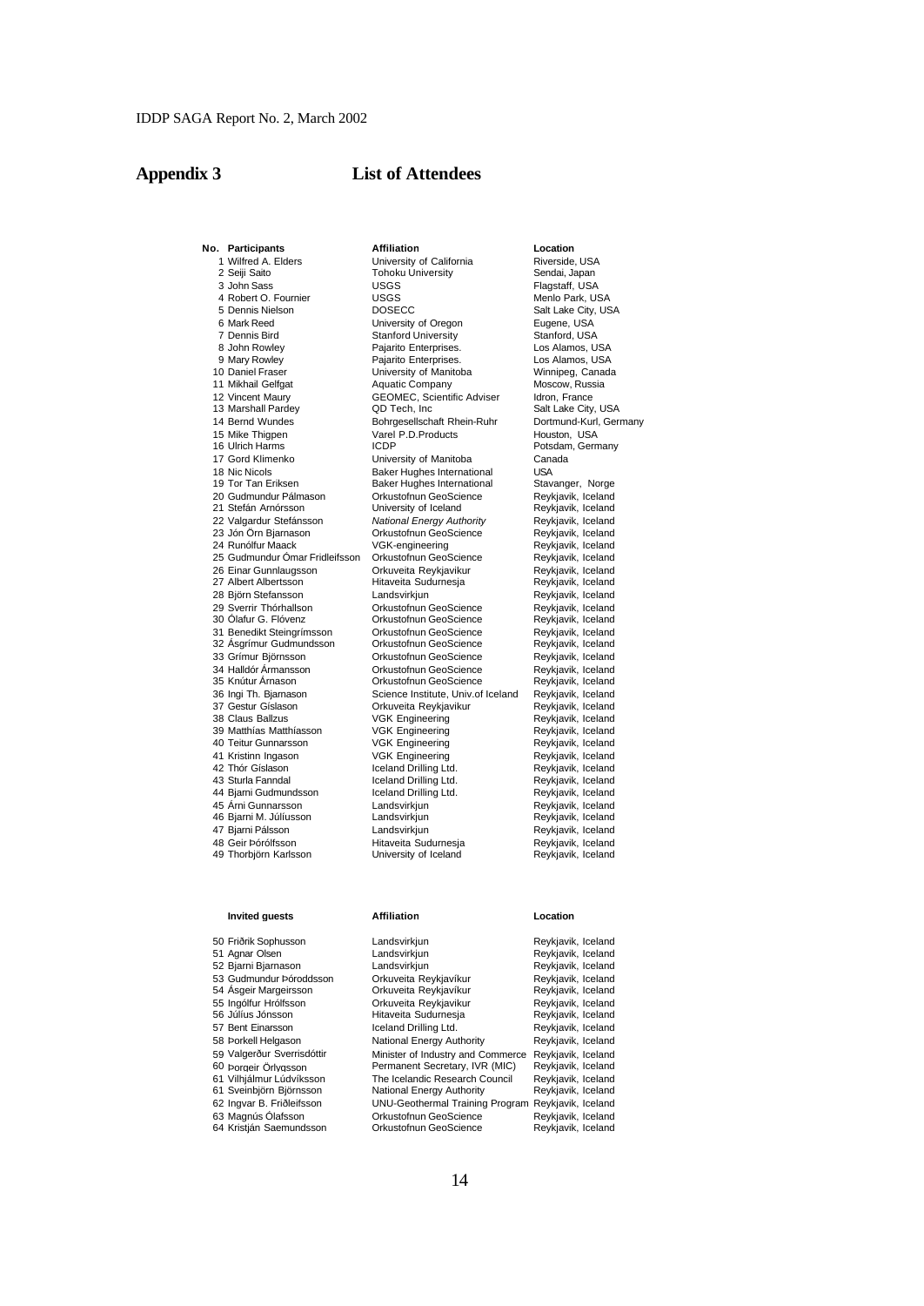# Appendix 3 List of Attendees

| No. | Participants | Affiliation | Location |
|---|---|---|---|
| 1 | Wilfred A. Elders | University of California | Riverside, USA |
| 2 | Seiji Saito | Tohoku University | Sendai, Japan |
| 3 | John Sass | USGS | Flagstaff, USA |
| 4 | Robert O. Fournier | USGS | Menlo Park, USA |
| 5 | Dennis Nielson | DOSECC | Salt Lake City, USA |
| 6 | Mark Reed | University of Oregon | Eugene, USA |
| 7 | Dennis Bird | Stanford University | Stanford, USA |
| 8 | John Rowley | Pajarito Enterprises. | Los Alamos, USA |
| 9 | Mary Rowley | Pajarito Enterprises. | Los Alamos, USA |
| 10 | Daniel Fraser | University of Manitoba | Winnipeg, Canada |
| 11 | Mikhail Gelfgat | Aquatic Company | Moscow, Russia |
| 12 | Vincent Maury | GEOMEC, Scientific Adviser | Idron, France |
| 13 | Marshall Pardey | QD Tech, Inc | Salt Lake City, USA |
| 14 | Bernd Wundes | Bohrgesellschaft Rhein-Ruhr | Dortmund-Kurl, Germany |
| 15 | Mike Thigpen | Varel P.D.Products | Houston, USA |
| 16 | Ulrich Harms | ICDP | Potsdam, Germany |
| 17 | Gord Klimenko | University of Manitoba | Canada |
| 18 | Nic Nicols | Baker Hughes International | USA |
| 19 | Tor Tan Eriksen | Baker Hughes International | Stavanger, Norge |
| 20 | Gudmundur Pálmason | Orkustofnun GeoScience | Reykjavik, Iceland |
| 21 | Stefán Arnórsson | University of Iceland | Reykjavik, Iceland |
| 22 | Valgardur Stefánsson | *National Energy Authority* | Reykjavik, Iceland |
| 23 | Jón Örn Bjarnason | Orkustofnun GeoScience | Reykjavik, Iceland |
| 24 | Runólfur Maack | VGK-engineering | Reykjavik, Iceland |
| 25 | Gudmundur Ómar Fridleifsson | Orkustofnun GeoScience | Reykjavik, Iceland |
| 26 | Einar Gunnlaugsson | Orkuveita Reykjavikur | Reykjavik, Iceland |
| 27 | Albert Albertsson | Hitaveita Sudurnesja | Reykjavik, Iceland |
| 28 | Björn Stefansson | Landsvirkjun | Reykjavik, Iceland |
| 29 | Sverrir Thórhallson | Orkustofnun GeoScience | Reykjavik, Iceland |
| 30 | Ólafur G. Flóvenz | Orkustofnun GeoScience | Reykjavik, Iceland |
| 31 | Benedikt Steingrímsson | Orkustofnun GeoScience | Reykjavik, Iceland |
| 32 | Ásgrímur Gudmundsson | Orkustofnun GeoScience | Reykjavik, Iceland |
| 33 | Grímur Björnsson | Orkustofnun GeoScience | Reykjavik, Iceland |
| 34 | Halldór Ármansson | Orkustofnun GeoScience | Reykjavik, Iceland |
| 35 | Knútur Árnason | Orkustofnun GeoScience | Reykjavik, Iceland |
| 36 | Ingi Th. Bjarnason | Science Institute, Univ.of Iceland | Reykjavik, Iceland |
| 37 | Gestur Gislason | Orkuveita Reykjavikur | Reykjavik, Iceland |
| 38 | Claus Ballzus | VGK Engineering | Reykjavik, Iceland |
| 39 | Matthías Matthíasson | VGK Engineering | Reykjavik, Iceland |
| 40 | Teitur Gunnarsson | VGK Engineering | Reykjavik, Iceland |
| 41 | Kristinn Ingason | VGK Engineering | Reykjavik, Iceland |
| 42 | Thór Gislason | Iceland Drilling Ltd. | Reykjavik, Iceland |
| 43 | Sturla Fanndal | Iceland Drilling Ltd. | Reykjavik, Iceland |
| 44 | Bjarni Gudmundsson | Iceland Drilling Ltd. | Reykjavik, Iceland |
| 45 | Árni Gunnarsson | Landsvirkjun | Reykjavik, Iceland |
| 46 | Bjarni M. Júlíusson | Landsvirkjun | Reykjavik, Iceland |
| 47 | Bjarni Pálsson | Landsvirkjun | Reykjavik, Iceland |
| 48 | Geir Þórólfsson | Hitaveita Sudurnesja | Reykjavik, Iceland |
| 49 | Thorbjörn Karlsson | University of Iceland | Reykjavik, Iceland |

| No. | Invited guests | Affiliation | Location |
|---|---|---|---|
| 50 | Friðrik Sophusson | Landsvirkjun | Reykjavik, Iceland |
| 51 | Agnar Olsen | Landsvirkjun | Reykjavik, Iceland |
| 52 | Bjarni Bjarnason | Landsvirkjun | Reykjavik, Iceland |
| 53 | Gudmundur Þóroddsson | Orkuveita Reykjavíkur | Reykjavik, Iceland |
| 54 | Ásgeir Margeirsson | Orkuveita Reykjavíkur | Reykjavik, Iceland |
| 55 | Ingólfur Hrólfsson | Orkuveita Reykjavikur | Reykjavik, Iceland |
| 56 | Júlíus Jónsson | Hitaveita Sudurnesja | Reykjavik, Iceland |
| 57 | Bent Einarsson | Iceland Drilling Ltd. | Reykjavik, Iceland |
| 58 | Þorkell Helgason | National Energy Authority | Reykjavik, Iceland |
| 59 | Valgerður Sverrisdóttir | Minister of Industry and Commerce | Reykjavik, Iceland |
| 60 | Þorgeir Örlygsson | Permanent Secretary, IVR (MIC) | Reykjavik, Iceland |
| 61 | Vilhjálmur Lúdvíksson | The Icelandic Research Council | Reykjavik, Iceland |
| 61 | Sveinbjörn Björnsson | National Energy Authority | Reykjavik, Iceland |
| 62 | Ingvar B. Friðleifsson | UNU-Geothermal Training Program | Reykjavik, Iceland |
| 63 | Magnús Ólafsson | Orkustofnun GeoScience | Reykjavik, Iceland |
| 64 | Kristján Saemundsson | Orkustofnun GeoScience | Reykjavik, Iceland |